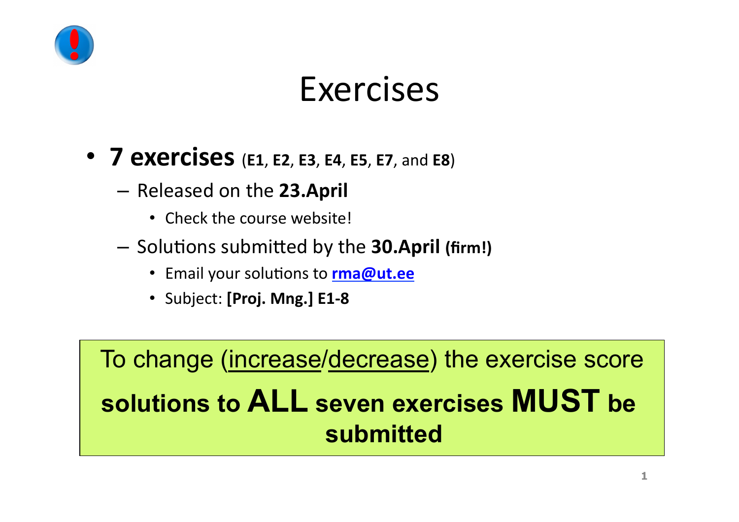# Exercises

- **7 exercises** (**E1**, **E2**, **E3**, **E4**, **E5**, **E7**, and **E8**)
  - Released on the **23.April**
    - Check the course website!
  - Solutions submitted by the **30.April (firm!)**
    - Email your solutions to **rma@ut.ee**
    - Subject: **[Proj. Mng.] E1-8**

To change (increase/decrease) the exercise score **solutions to ALL seven exercises MUST be submitted**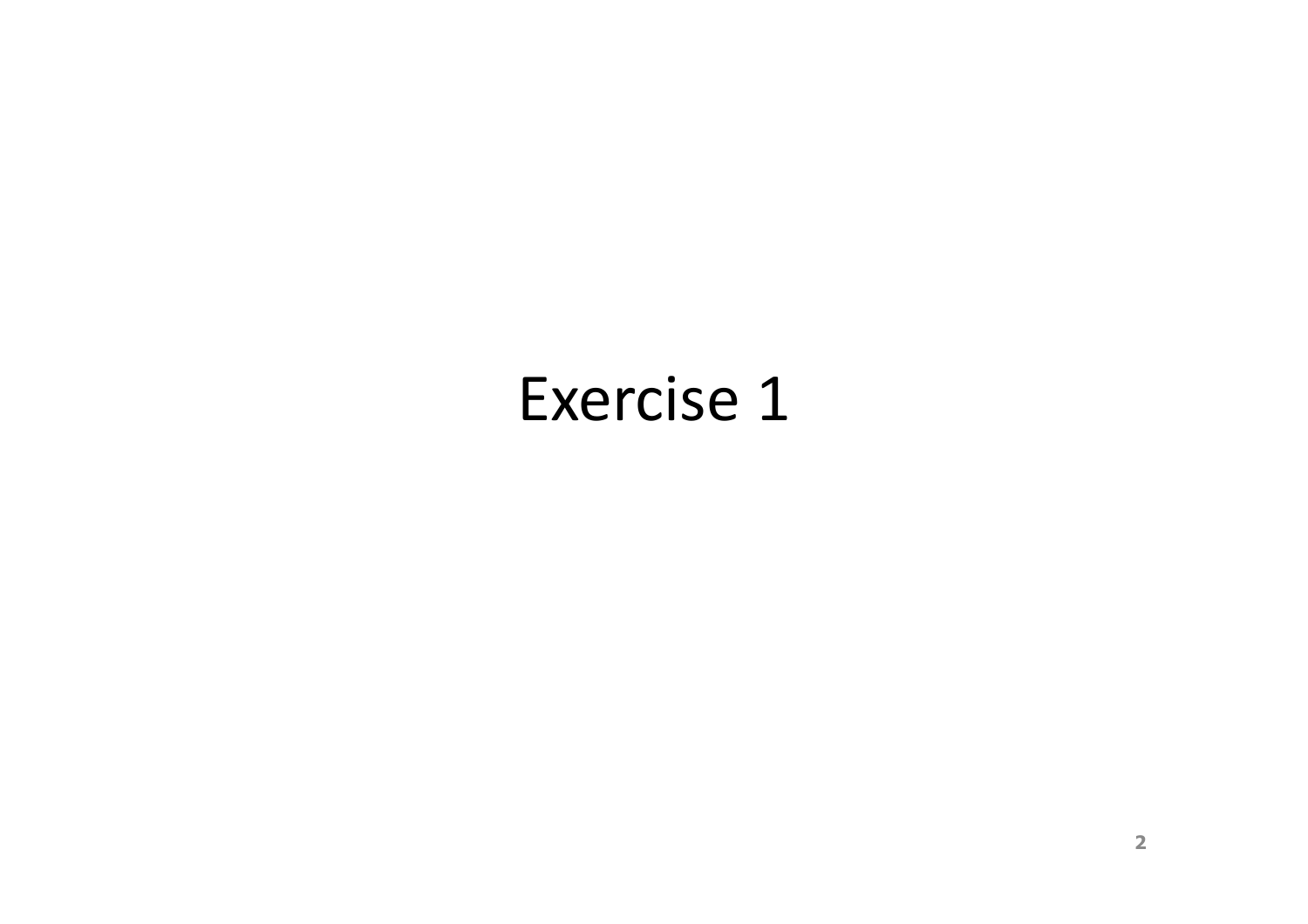# Exercise 1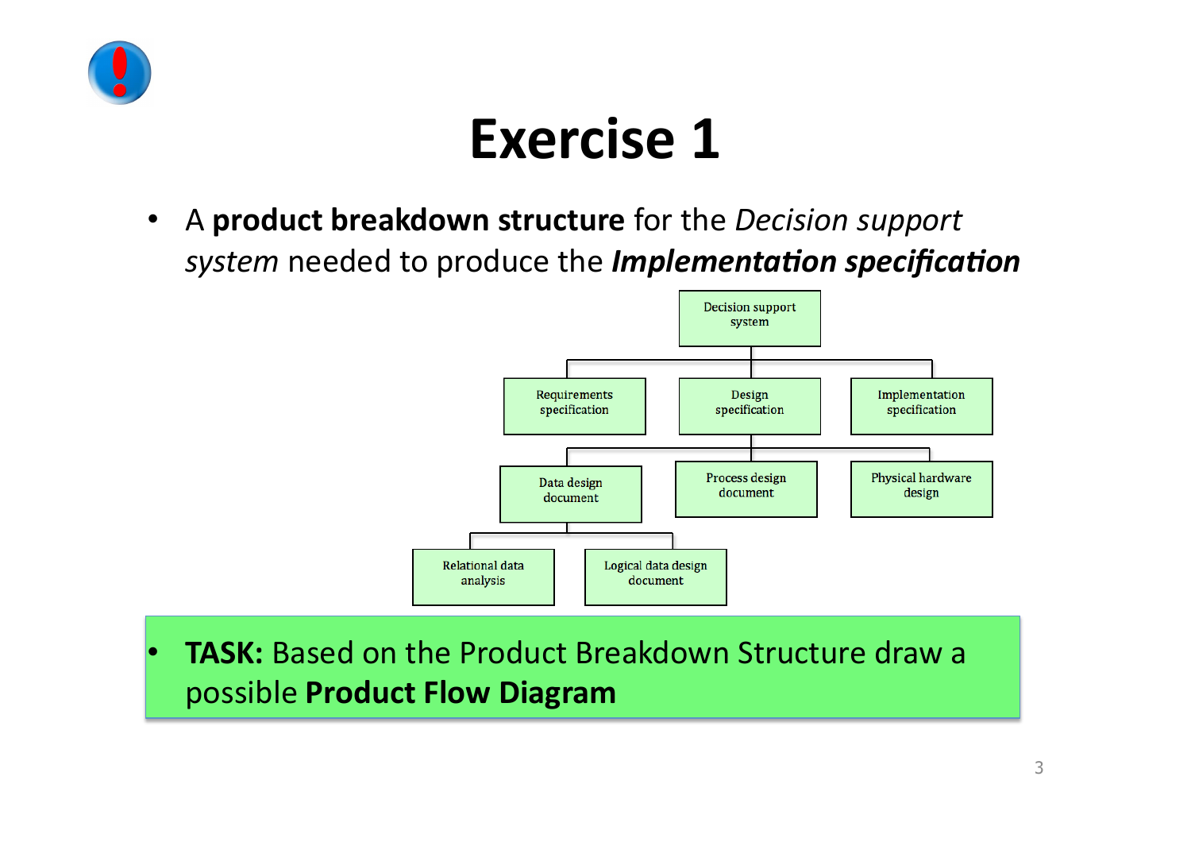# Exercise 1

- A **product breakdown structure** for the *Decision support system* needed to produce the ***Implementation specification***

Decision support system
- Requirements specification
- Design specification
  - Data design document
    - Relational data analysis
    - Logical data design document
  - Process design document
  - Physical hardware design
- Implementation specification

- **TASK:** Based on the Product Breakdown Structure draw a possible **Product Flow Diagram**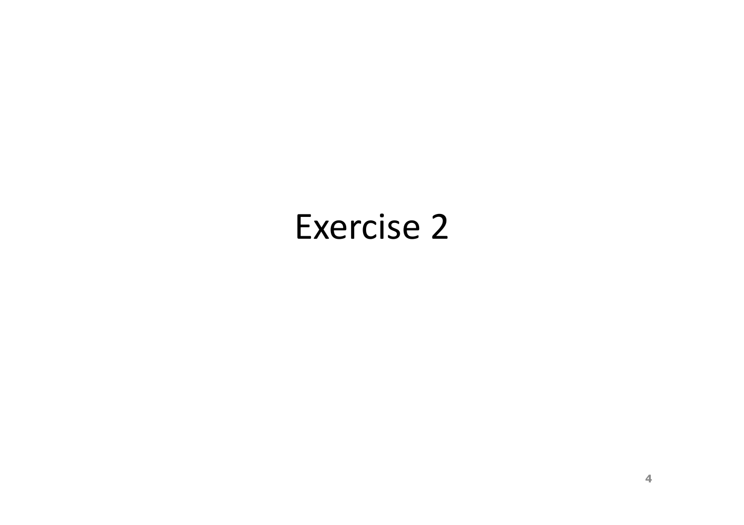# Exercise 2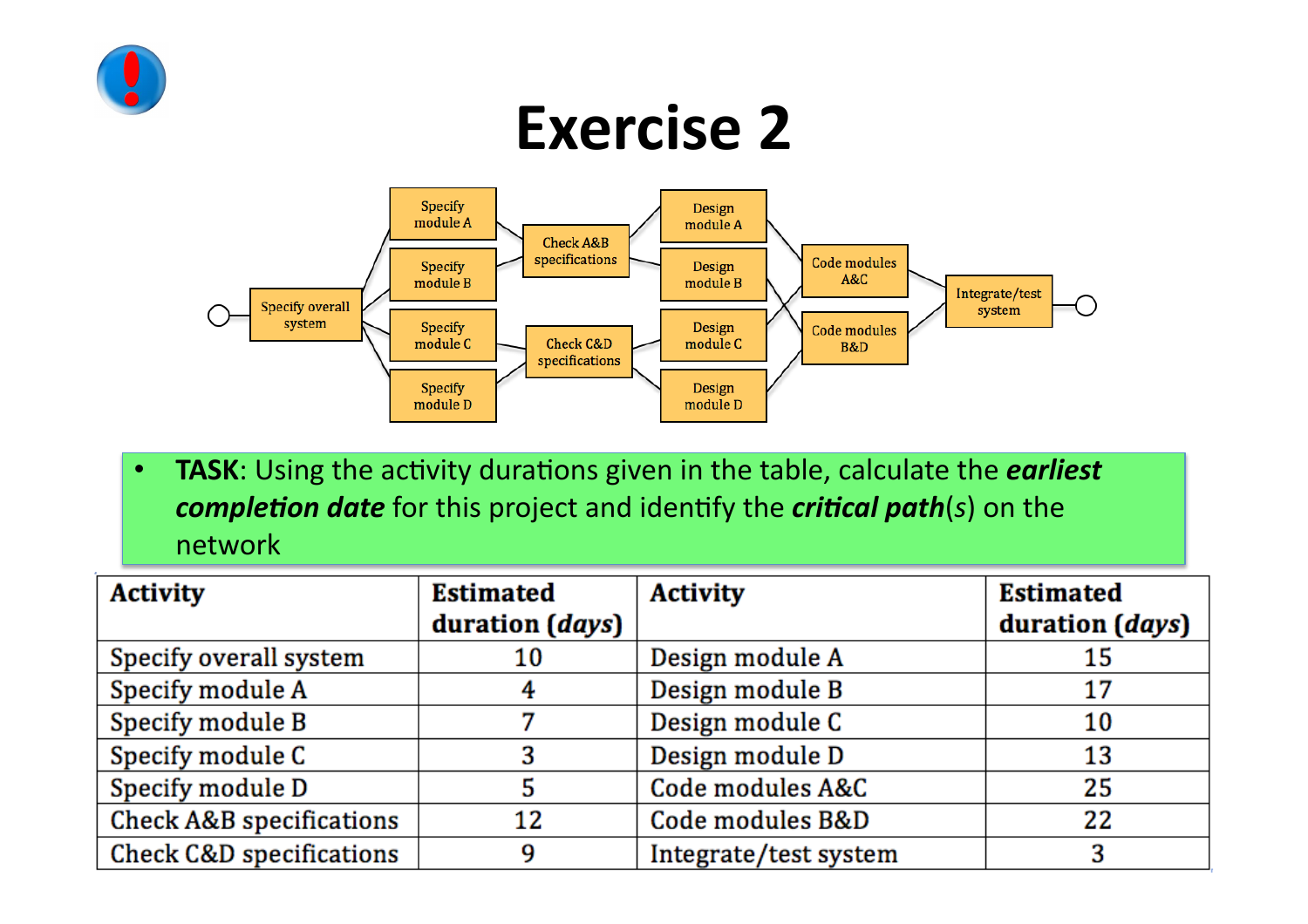# Exercise 2

- **TASK**: Using the activity durations given in the table, calculate the ***earliest completion date*** for this project and identify the ***critical path***(*s*) on the network

| Activity | Estimated duration (*days*) | Activity | Estimated duration (*days*) |
|---|---|---|---|
| Specify overall system | 10 | Design module A | 15 |
| Specify module A | 4 | Design module B | 17 |
| Specify module B | 7 | Design module C | 10 |
| Specify module C | 3 | Design module D | 13 |
| Specify module D | 5 | Code modules A&C | 25 |
| Check A&B specifications | 12 | Code modules B&D | 22 |
| Check C&D specifications | 9 | Integrate/test system | 3 |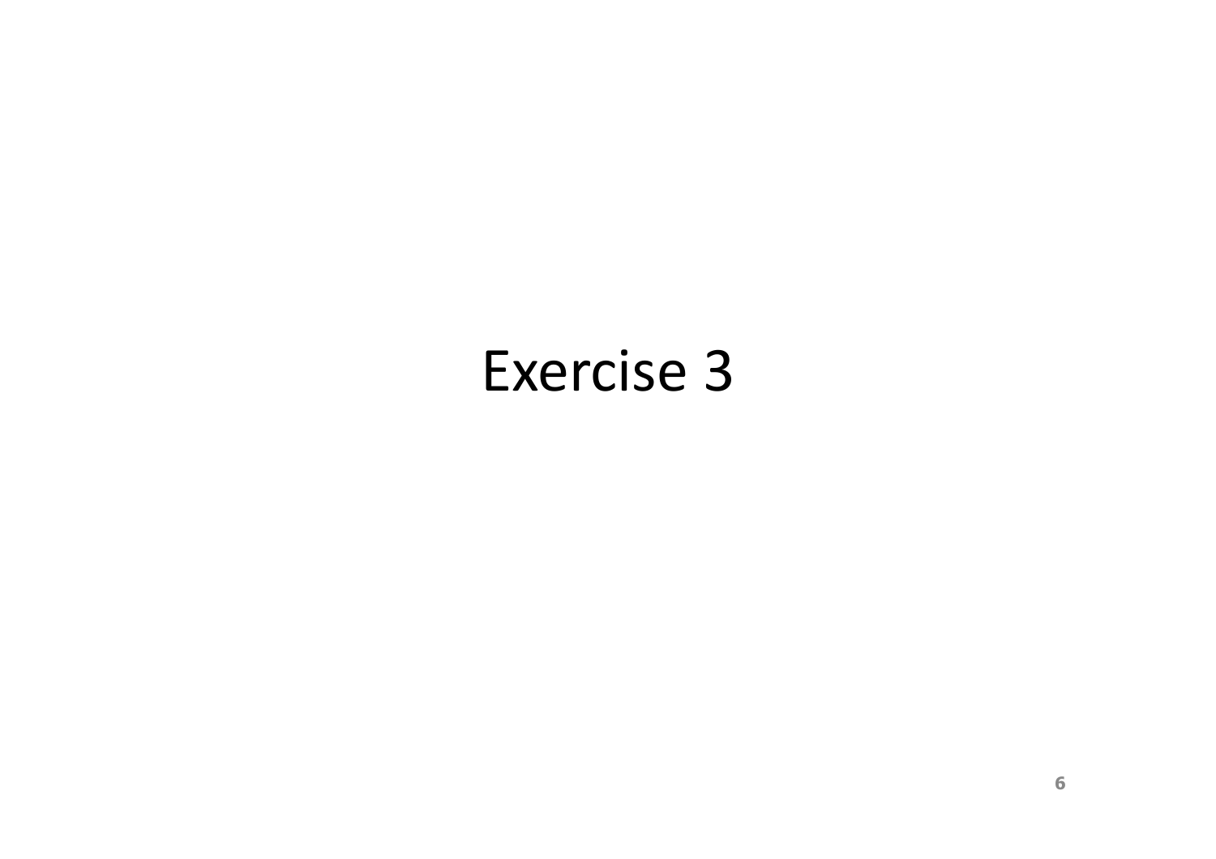# Exercise 3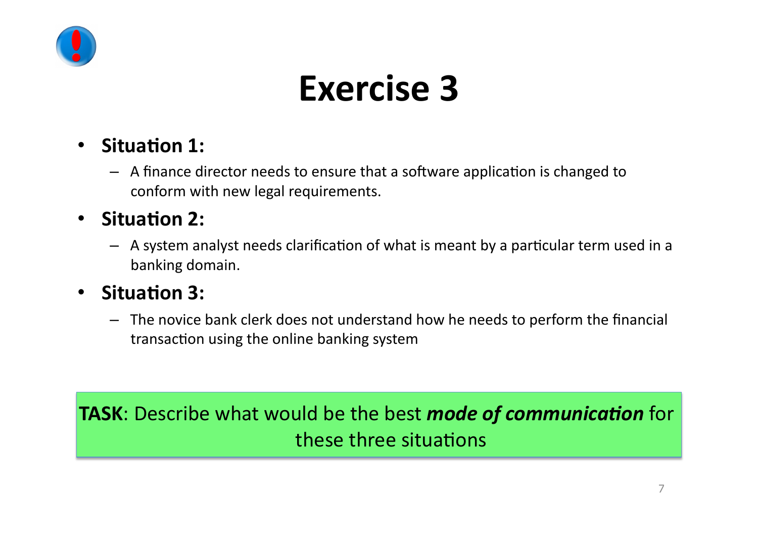# Exercise 3

- **Situation 1:**
  - A finance director needs to ensure that a software application is changed to conform with new legal requirements.
- **Situation 2:**
  - A system analyst needs clarification of what is meant by a particular term used in a banking domain.
- **Situation 3:**
  - The novice bank clerk does not understand how he needs to perform the financial transaction using the online banking system

**TASK**: Describe what would be the best ***mode of communication*** for these three situations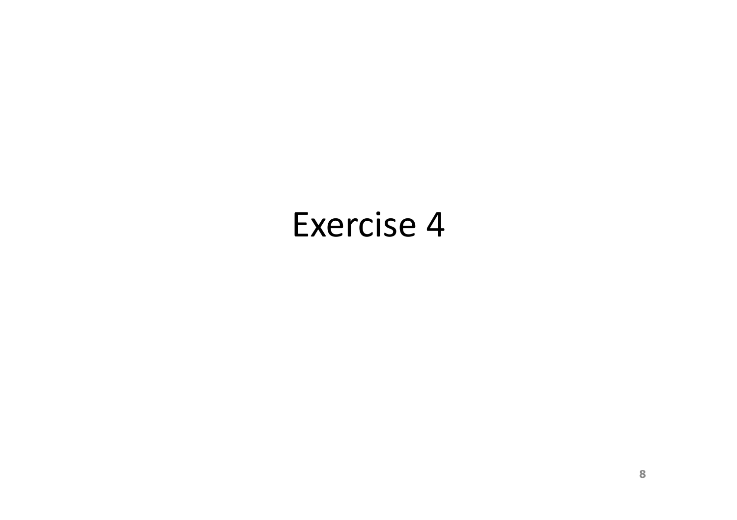# Exercise 4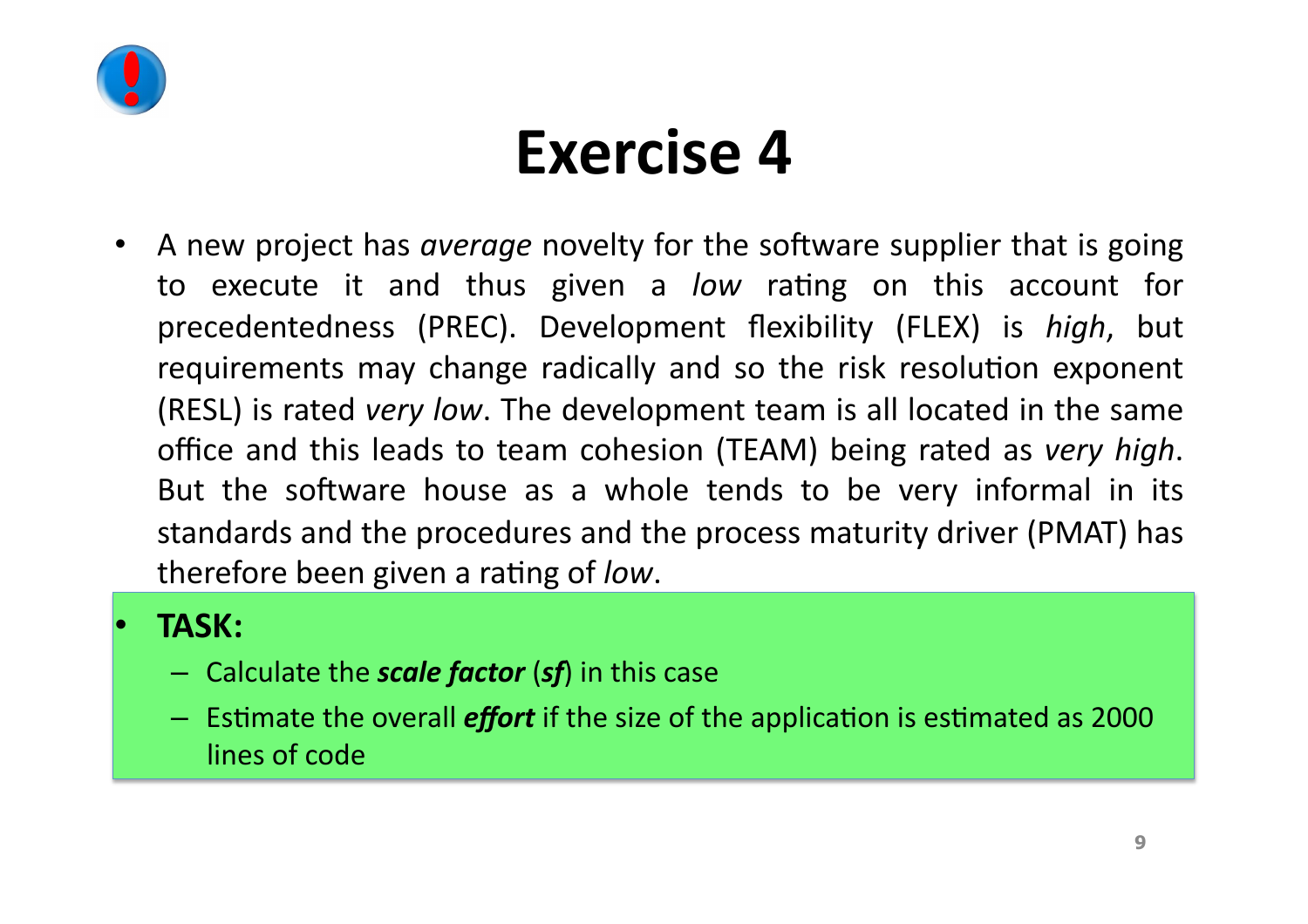# Exercise 4

- A new project has *average* novelty for the software supplier that is going to execute it and thus given a *low* rating on this account for precedentedness (PREC). Development flexibility (FLEX) is *high*, but requirements may change radically and so the risk resolution exponent (RESL) is rated *very low*. The development team is all located in the same office and this leads to team cohesion (TEAM) being rated as *very high*. But the software house as a whole tends to be very informal in its standards and the procedures and the process maturity driver (PMAT) has therefore been given a rating of *low*.

- **TASK:**
  - Calculate the ***scale factor*** (***sf***) in this case
  - Estimate the overall ***effort*** if the size of the application is estimated as 2000 lines of code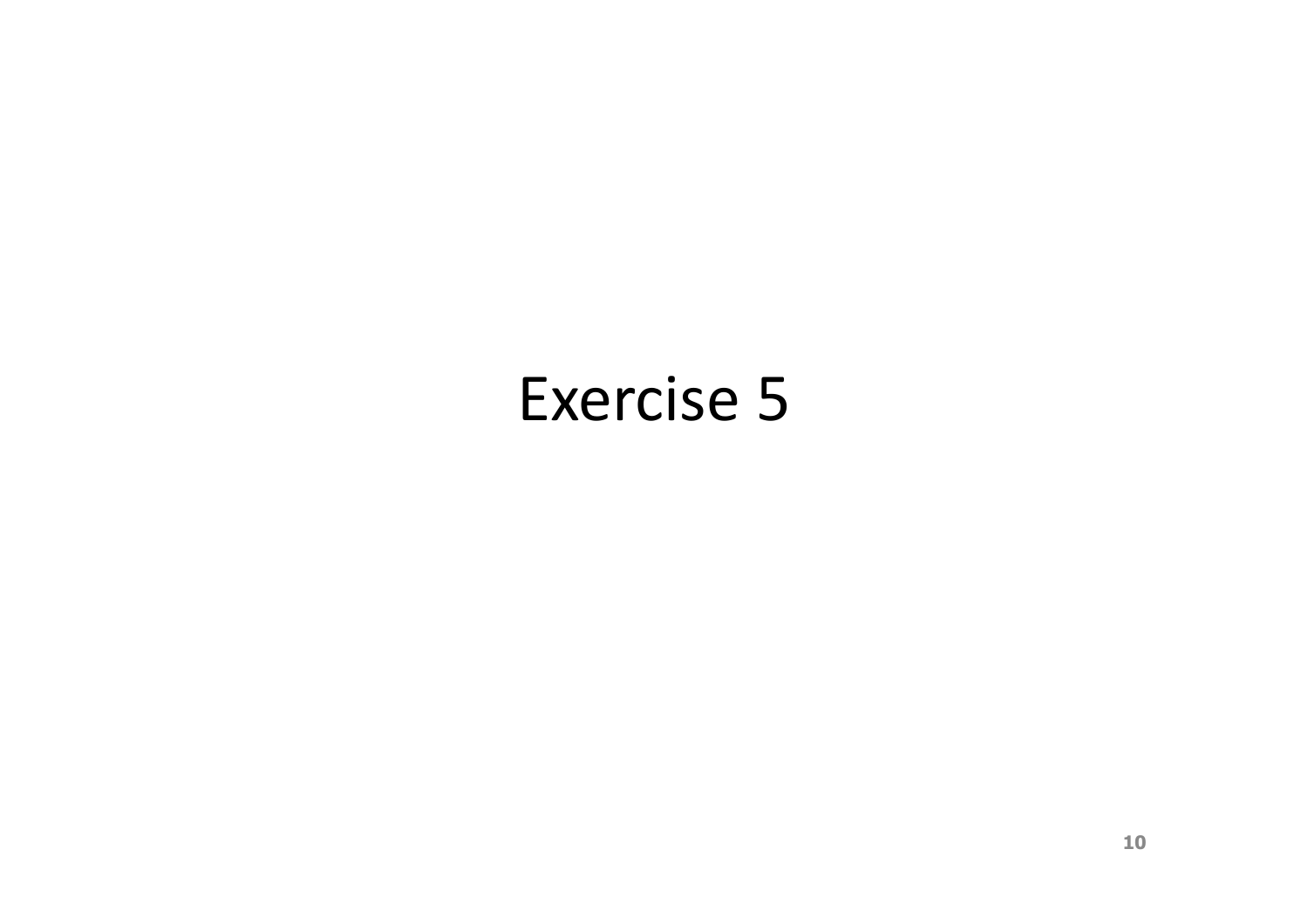# Exercise 5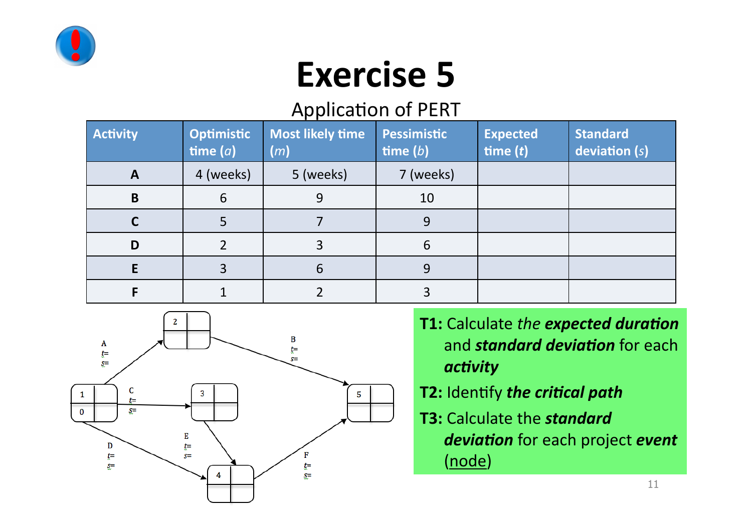# Exercise 5

Application of PERT

| Activity | Optimistic time ($a$) | Most likely time ($m$) | Pessimistic time ($b$) | Expected time ($t$) | Standard deviation ($s$) |
|---|---|---|---|---|---|
| **A** | 4 (weeks) | 5 (weeks) | 7 (weeks) | | |
| **B** | 6 | 9 | 10 | | |
| **C** | 5 | 7 | 9 | | |
| **D** | 2 | 3 | 6 | | |
| **E** | 3 | 6 | 9 | | |
| **F** | 1 | 2 | 3 | | |

Network diagram:

- Node 1 (0) → Node 2: A, $t$=, $s$=
- Node 1 → Node 3: C, $t$=, $s$=
- Node 1 → Node 4: D, $t$=, $s$=
- Node 3 → Node 4: E, $t$=, $s$=
- Node 2 → Node 5: B, $t$=, $s$=
- Node 4 → Node 5: F, $t$=, $s$=

**T1:** Calculate *the* ***expected duration*** and ***standard deviation*** for each ***activity***

**T2:** Identify ***the critical path***

**T3:** Calculate the ***standard deviation*** for each project ***event*** (node)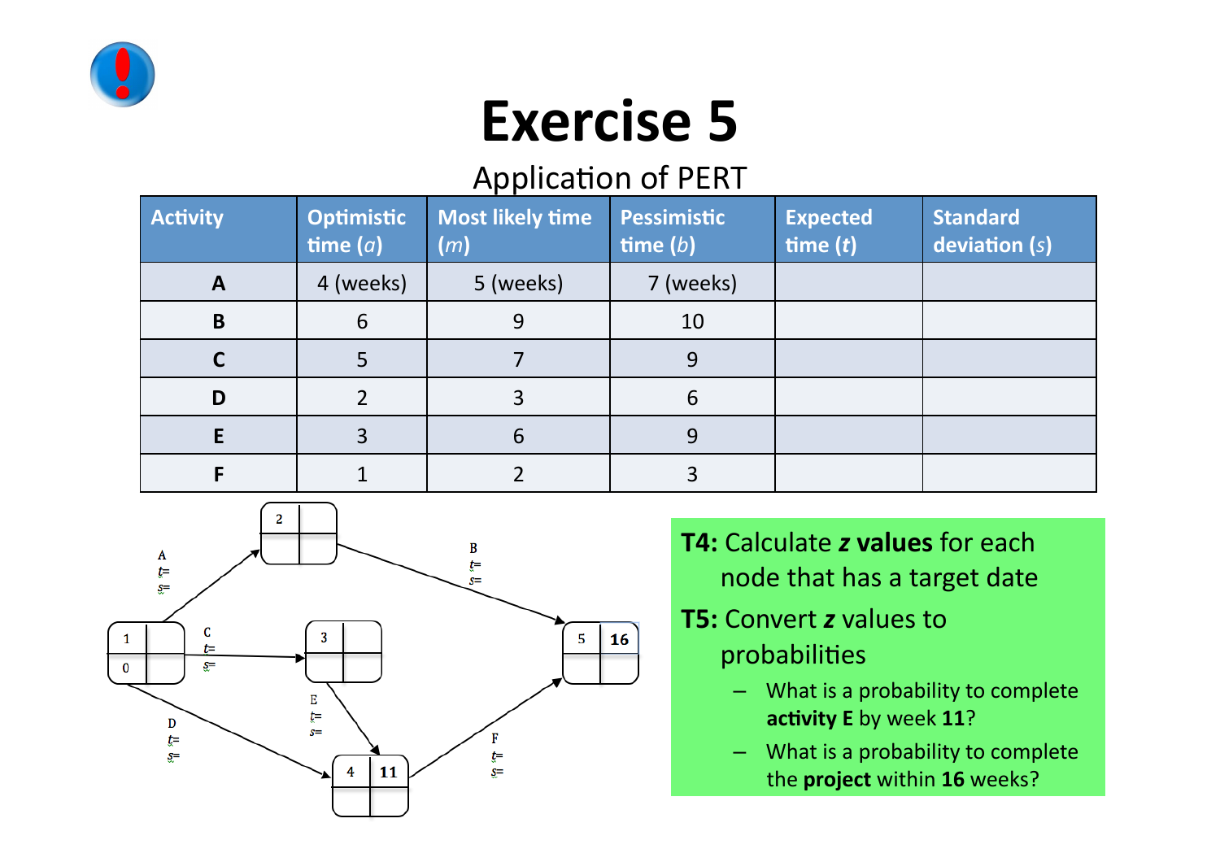# Exercise 5

## Application of PERT

| Activity | Optimistic time ($a$) | Most likely time ($m$) | Pessimistic time ($b$) | Expected time ($t$) | Standard deviation ($s$) |
|---|---|---|---|---|---|
| **A** | 4 (weeks) | 5 (weeks) | 7 (weeks) | | |
| **B** | 6 | 9 | 10 | | |
| **C** | 5 | 7 | 9 | | |
| **D** | 2 | 3 | 6 | | |
| **E** | 3 | 6 | 9 | | |
| **F** | 1 | 2 | 3 | | |

Network nodes and activities:

- Node 1 (start, 0) → Node 2: A, $t$=, $s$=
- Node 1 → Node 3: C, $t$=, $s$=
- Node 1 → Node 4: D, $t$=, $s$=
- Node 2 → Node 5: B, $t$=, $s$=
- Node 3 → Node 4: E, $t$=, $s$=
- Node 4 (target 11) → Node 5: F, $t$=, $s$=
- Node 5 (target 16)

**T4:** Calculate ***z* values** for each node that has a target date

**T5:** Convert ***z*** values to probabilities

- What is a probability to complete **activity E** by week **11**?
- What is a probability to complete the **project** within **16** weeks?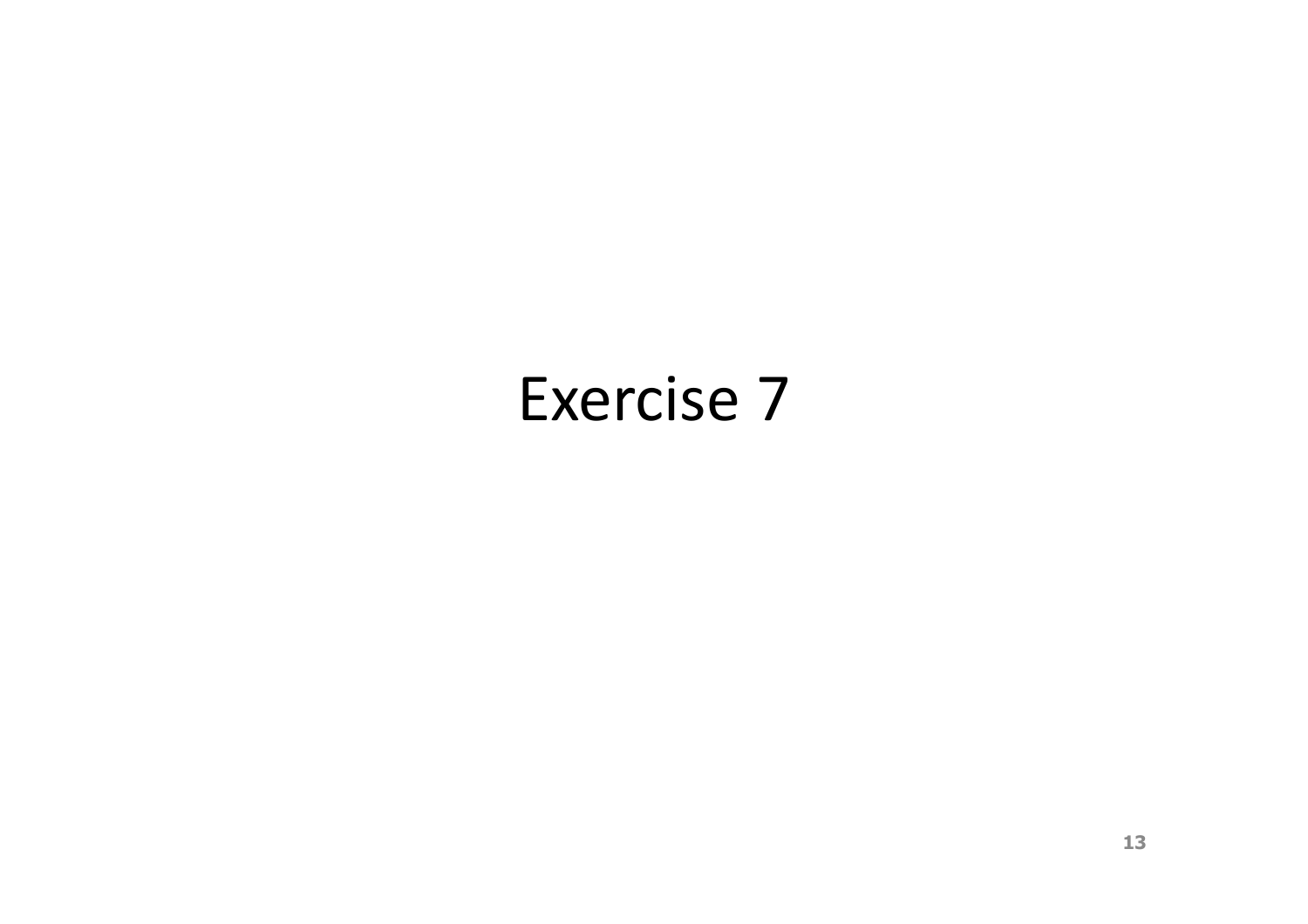# Exercise 7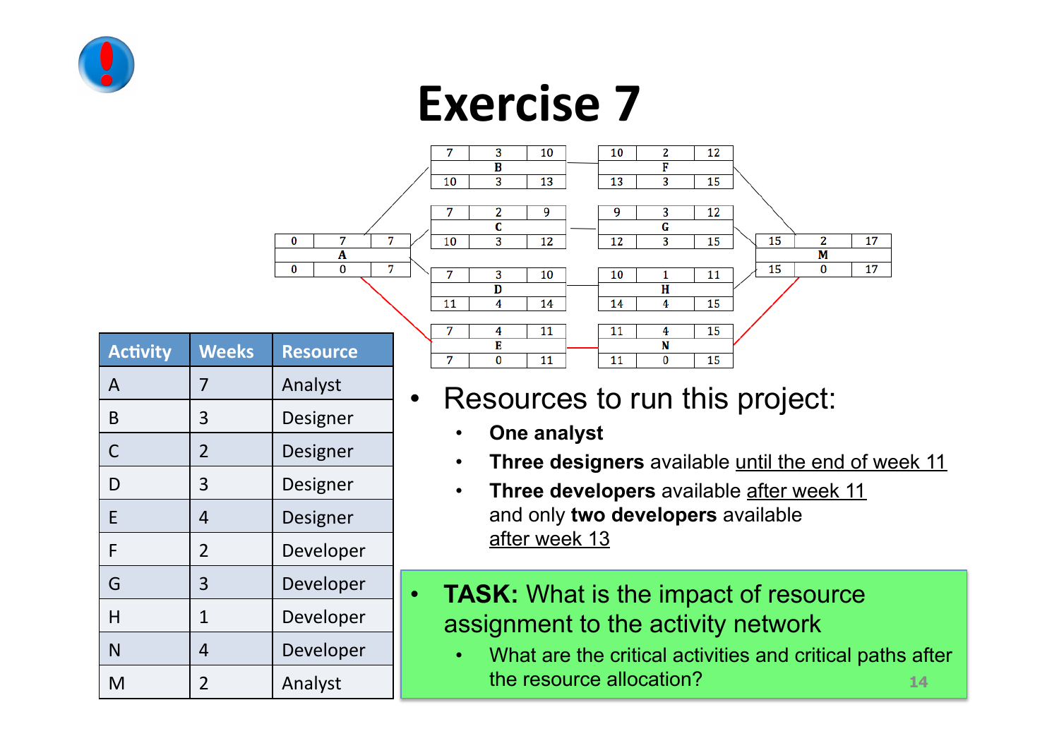# Exercise 7

| Activity | Weeks | Resource |
|---|---|---|
| A | 7 | Analyst |
| B | 3 | Designer |
| C | 2 | Designer |
| D | 3 | Designer |
| E | 4 | Designer |
| F | 2 | Developer |
| G | 3 | Developer |
| H | 1 | Developer |
| N | 4 | Developer |
| M | 2 | Analyst |

| Activity | ES | Duration | EF | LS | Float | LF |
|---|---|---|---|---|---|---|
| A | 0 | 7 | 7 | 0 | 0 | 7 |
| B | 7 | 3 | 10 | 10 | 3 | 13 |
| C | 7 | 2 | 9 | 10 | 3 | 12 |
| D | 7 | 3 | 10 | 11 | 4 | 14 |
| E | 7 | 4 | 11 | 7 | 0 | 11 |
| F | 10 | 2 | 12 | 13 | 3 | 15 |
| G | 9 | 3 | 12 | 12 | 3 | 15 |
| H | 10 | 1 | 11 | 14 | 4 | 15 |
| N | 11 | 4 | 15 | 11 | 0 | 15 |
| M | 15 | 2 | 17 | 15 | 0 | 17 |

- Resources to run this project:
  - **One analyst**
  - **Three designers** available until the end of week 11
  - **Three developers** available after week 11 and only **two developers** available after week 13

- **TASK:** What is the impact of resource assignment to the activity network
  - What are the critical activities and critical paths after the resource allocation?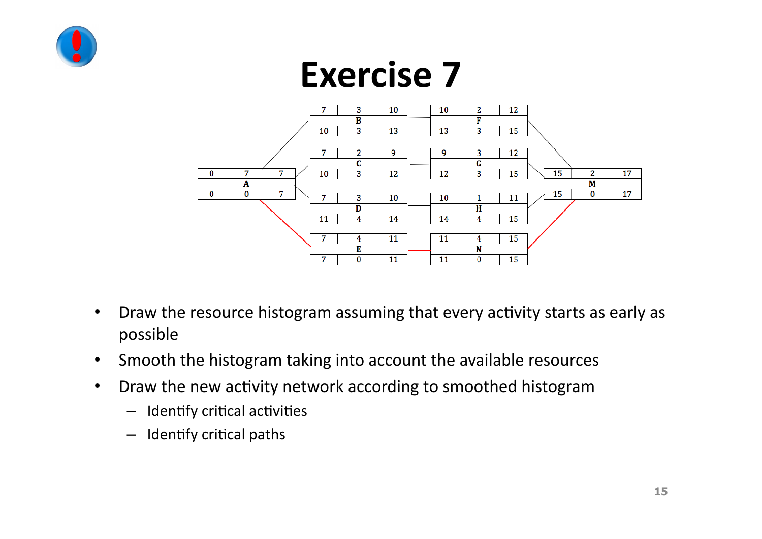# Exercise 7

| 7 | 3 | 10 |
|---|---|---|
| | B | |
| 10 | 3 | 13 |

| 10 | 2 | 12 |
|---|---|---|
| | F | |
| 13 | 3 | 15 |

| 7 | 2 | 9 |
|---|---|---|
| | C | |
| 10 | 3 | 12 |

| 9 | 3 | 12 |
|---|---|---|
| | G | |
| 12 | 3 | 15 |

| 0 | 7 | 7 |
|---|---|---|
| | A | |
| 0 | 0 | 7 |

| 15 | 2 | 17 |
|---|---|---|
| | M | |
| 15 | 0 | 17 |

| 7 | 3 | 10 |
|---|---|---|
| | D | |
| 11 | 4 | 14 |

| 10 | 1 | 11 |
|---|---|---|
| | H | |
| 14 | 4 | 15 |

| 7 | 4 | 11 |
|---|---|---|
| | E | |
| 7 | 0 | 11 |

| 11 | 4 | 15 |
|---|---|---|
| | N | |
| 11 | 0 | 15 |

- Draw the resource histogram assuming that every activity starts as early as possible
- Smooth the histogram taking into account the available resources
- Draw the new activity network according to smoothed histogram
  - Identify critical activities
  - Identify critical paths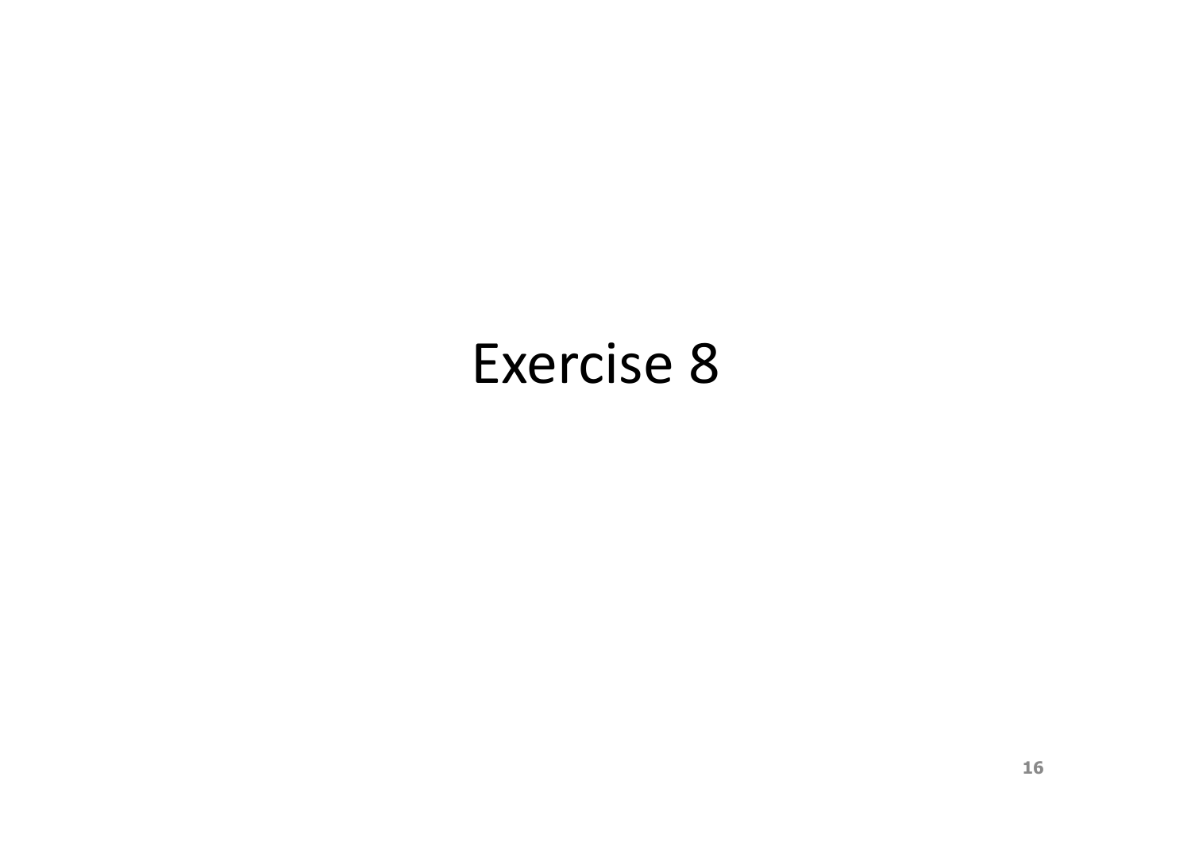# Exercise 8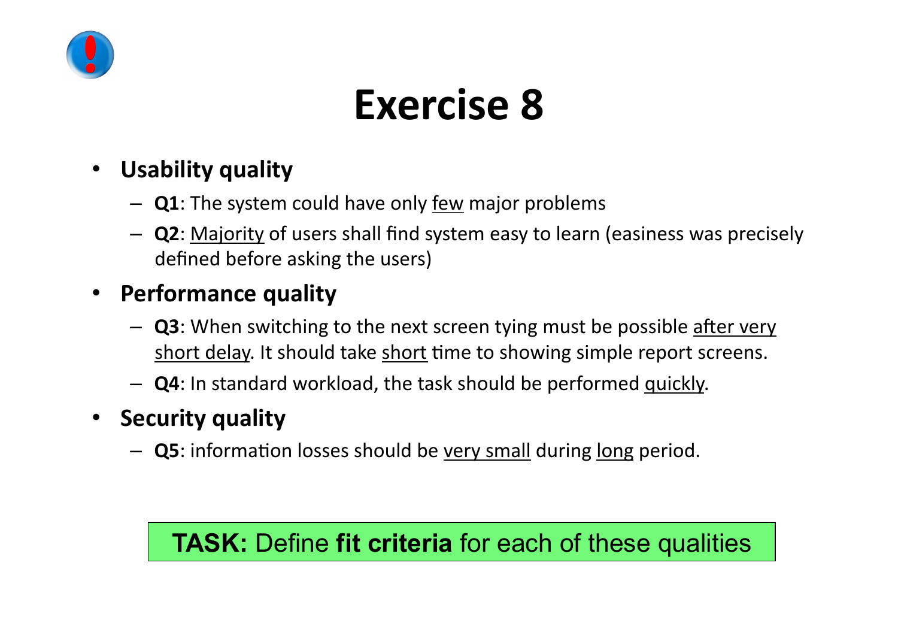# Exercise 8

- **Usability quality**
  - **Q1**: The system could have only <u>few</u> major problems
  - **Q2**: <u>Majority</u> of users shall find system easy to learn (easiness was precisely defined before asking the users)
- **Performance quality**
  - **Q3**: When switching to the next screen tying must be possible <u>after very short delay</u>. It should take <u>short</u> time to showing simple report screens.
  - **Q4**: In standard workload, the task should be performed <u>quickly</u>.
- **Security quality**
  - **Q5**: information losses should be <u>very small</u> during <u>long</u> period.

**TASK:** Define **fit criteria** for each of these qualities